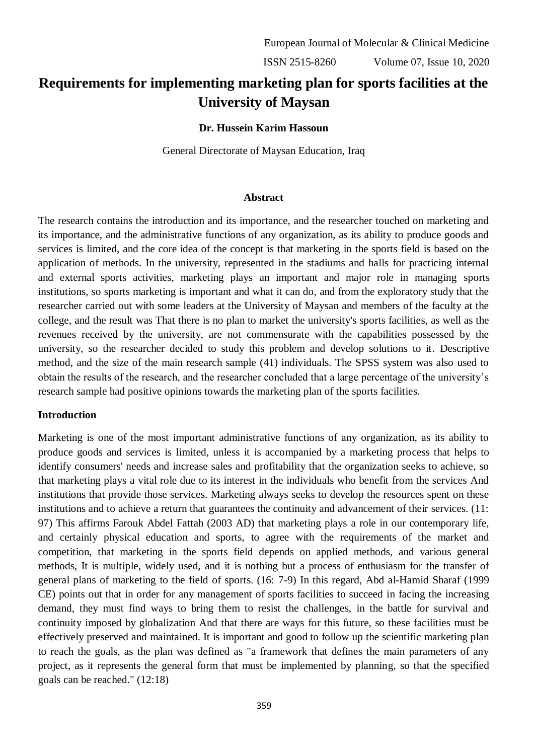# Requirements for implementing marketing plan for sports facilities at the University of Maysan

**Dr. Hussein Karim Hassoun**

General Directorate of Maysan Education, Iraq

### Abstract

The research contains the introduction and its importance, and the researcher touched on marketing and its importance, and the administrative functions of any organization, as its ability to produce goods and services is limited, and the core idea of the concept is that marketing in the sports field is based on the application of methods. In the university, represented in the stadiums and halls for practicing internal and external sports activities, marketing plays an important and major role in managing sports institutions, so sports marketing is important and what it can do, and from the exploratory study that the researcher carried out with some leaders at the University of Maysan and members of the faculty at the college, and the result was That there is no plan to market the university's sports facilities, as well as the revenues received by the university, are not commensurate with the capabilities possessed by the university, so the researcher decided to study this problem and develop solutions to it. Descriptive method, and the size of the main research sample (41) individuals. The SPSS system was also used to obtain the results of the research, and the researcher concluded that a large percentage of the university's research sample had positive opinions towards the marketing plan of the sports facilities.

### Introduction

Marketing is one of the most important administrative functions of any organization, as its ability to produce goods and services is limited, unless it is accompanied by a marketing process that helps to identify consumers' needs and increase sales and profitability that the organization seeks to achieve, so that marketing plays a vital role due to its interest in the individuals who benefit from the services And institutions that provide those services. Marketing always seeks to develop the resources spent on these institutions and to achieve a return that guarantees the continuity and advancement of their services. (11: 97) This affirms Farouk Abdel Fattah (2003 AD) that marketing plays a role in our contemporary life, and certainly physical education and sports, to agree with the requirements of the market and competition, that marketing in the sports field depends on applied methods, and various general methods, It is multiple, widely used, and it is nothing but a process of enthusiasm for the transfer of general plans of marketing to the field of sports. (16: 7-9) In this regard, Abd al-Hamid Sharaf (1999 CE) points out that in order for any management of sports facilities to succeed in facing the increasing demand, they must find ways to bring them to resist the challenges, in the battle for survival and continuity imposed by globalization And that there are ways for this future, so these facilities must be effectively preserved and maintained. It is important and good to follow up the scientific marketing plan to reach the goals, as the plan was defined as "a framework that defines the main parameters of any project, as it represents the general form that must be implemented by planning, so that the specified goals can be reached." (12:18)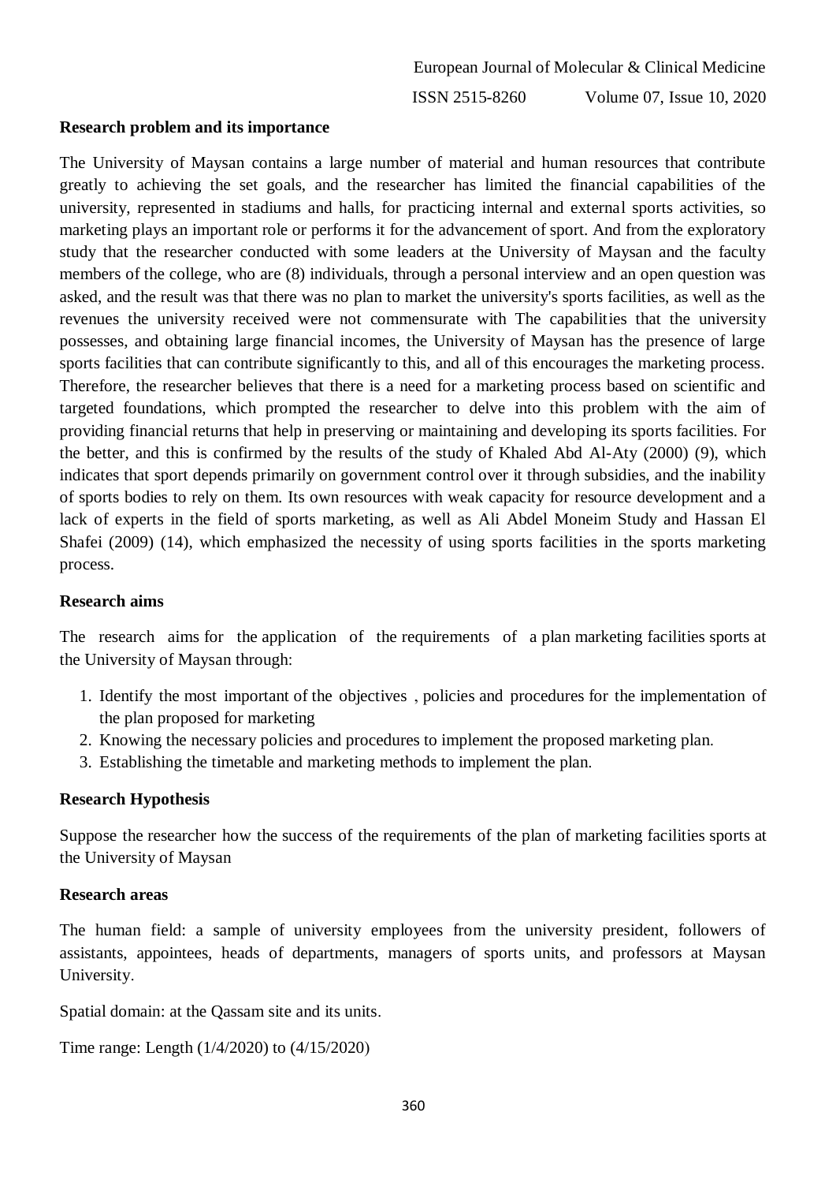**Research problem and its importance**

The University of Maysan contains a large number of material and human resources that contribute greatly to achieving the set goals, and the researcher has limited the financial capabilities of the university, represented in stadiums and halls, for practicing internal and external sports activities, so marketing plays an important role or performs it for the advancement of sport. And from the exploratory study that the researcher conducted with some leaders at the University of Maysan and the faculty members of the college, who are (8) individuals, through a personal interview and an open question was asked, and the result was that there was no plan to market the university's sports facilities, as well as the revenues the university received were not commensurate with The capabilities that the university possesses, and obtaining large financial incomes, the University of Maysan has the presence of large sports facilities that can contribute significantly to this, and all of this encourages the marketing process. Therefore, the researcher believes that there is a need for a marketing process based on scientific and targeted foundations, which prompted the researcher to delve into this problem with the aim of providing financial returns that help in preserving or maintaining and developing its sports facilities. For the better, and this is confirmed by the results of the study of Khaled Abd Al-Aty (2000) (9), which indicates that sport depends primarily on government control over it through subsidies, and the inability of sports bodies to rely on them. Its own resources with weak capacity for resource development and a lack of experts in the field of sports marketing, as well as Ali Abdel Moneim Study and Hassan El Shafei (2009) (14), which emphasized the necessity of using sports facilities in the sports marketing process.

**Research aims**

The research aims for the application of the requirements of a plan marketing facilities sports at the University of Maysan through:

1. Identify the most important of the objectives , policies and procedures for the implementation of the plan proposed for marketing
2. Knowing the necessary policies and procedures to implement the proposed marketing plan.
3. Establishing the timetable and marketing methods to implement the plan.

**Research Hypothesis**

Suppose the researcher how the success of the requirements of the plan of marketing facilities sports at the University of Maysan

**Research areas**

The human field: a sample of university employees from the university president, followers of assistants, appointees, heads of departments, managers of sports units, and professors at Maysan University.

Spatial domain: at the Qassam site and its units.

Time range: Length (1/4/2020) to (4/15/2020)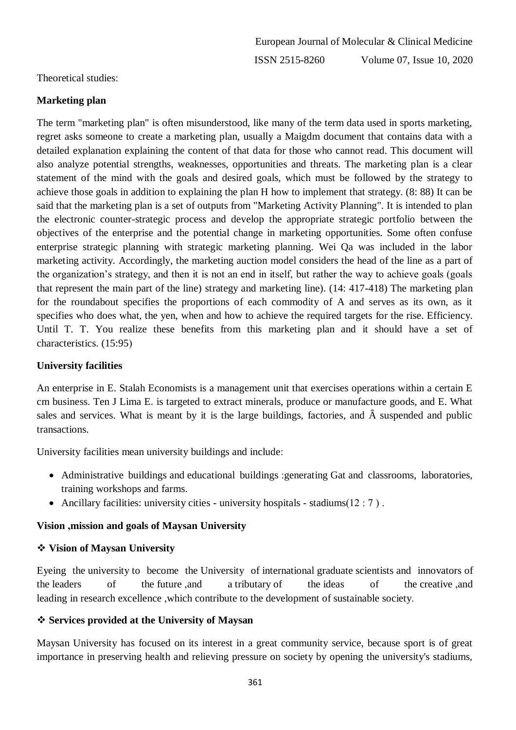Theoretical studies:

**Marketing plan**

The term "marketing plan" is often misunderstood, like many of the term data used in sports marketing, regret asks someone to create a marketing plan, usually a Maigdm document that contains data with a detailed explanation explaining the content of that data for those who cannot read. This document will also analyze potential strengths, weaknesses, opportunities and threats. The marketing plan is a clear statement of the mind with the goals and desired goals, which must be followed by the strategy to achieve those goals in addition to explaining the plan H how to implement that strategy. (8: 88) It can be said that the marketing plan is a set of outputs from "Marketing Activity Planning". It is intended to plan the electronic counter-strategic process and develop the appropriate strategic portfolio between the objectives of the enterprise and the potential change in marketing opportunities. Some often confuse enterprise strategic planning with strategic marketing planning. Wei Qa was included in the labor marketing activity. Accordingly, the marketing auction model considers the head of the line as a part of the organization's strategy, and then it is not an end in itself, but rather the way to achieve goals (goals that represent the main part of the line) strategy and marketing line). (14: 417-418) The marketing plan for the roundabout specifies the proportions of each commodity of A and serves as its own, as it specifies who does what, the yen, when and how to achieve the required targets for the rise. Efficiency. Until T. T. You realize these benefits from this marketing plan and it should have a set of characteristics. (15:95)

**University facilities**

An enterprise in E. Stalah Economists is a management unit that exercises operations within a certain E cm business. Ten J Lima E. is targeted to extract minerals, produce or manufacture goods, and E. What sales and services. What is meant by it is the large buildings, factories, and Â suspended and public transactions.

University facilities mean university buildings and include:

- Administrative buildings and educational buildings :generating Gat and classrooms, laboratories, training workshops and farms.
- Ancillary facilities: university cities - university hospitals - stadiums(12 : 7 ) .

**Vision ,mission and goals of Maysan University**

- **Vision of Maysan University**

Eyeing the university to become the University of international graduate scientists and innovators of the leaders of the future ,and a tributary of the ideas of the creative ,and leading in research excellence ,which contribute to the development of sustainable society.

- **Services provided at the University of Maysan**

Maysan University has focused on its interest in a great community service, because sport is of great importance in preserving health and relieving pressure on society by opening the university's stadiums,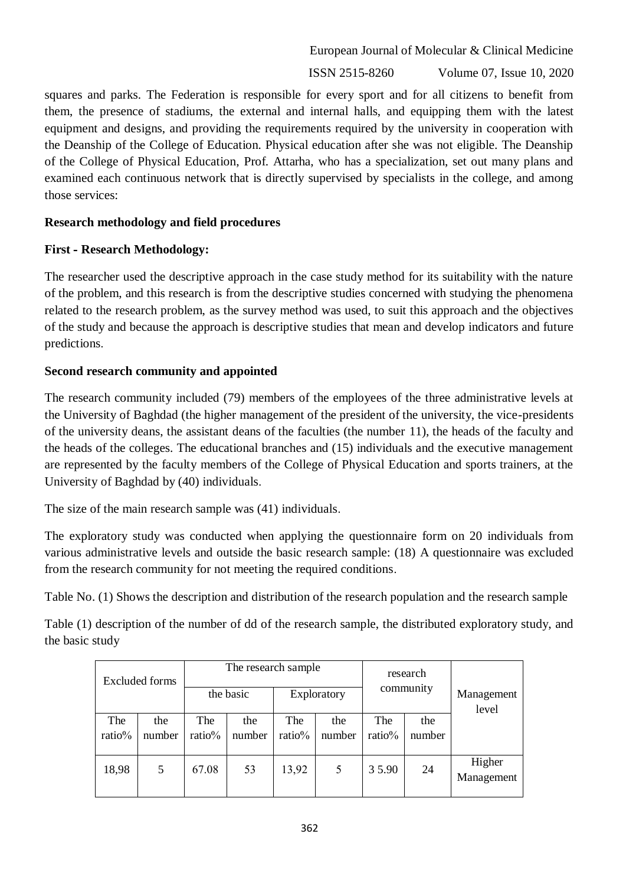squares and parks. The Federation is responsible for every sport and for all citizens to benefit from them, the presence of stadiums, the external and internal halls, and equipping them with the latest equipment and designs, and providing the requirements required by the university in cooperation with the Deanship of the College of Education. Physical education after she was not eligible. The Deanship of the College of Physical Education, Prof. Attarha, who has a specialization, set out many plans and examined each continuous network that is directly supervised by specialists in the college, and among those services:

**Research methodology and field procedures**

**First - Research Methodology:**

The researcher used the descriptive approach in the case study method for its suitability with the nature of the problem, and this research is from the descriptive studies concerned with studying the phenomena related to the research problem, as the survey method was used, to suit this approach and the objectives of the study and because the approach is descriptive studies that mean and develop indicators and future predictions.

**Second research community and appointed**

The research community included (79) members of the employees of the three administrative levels at the University of Baghdad (the higher management of the president of the university, the vice-presidents of the university deans, the assistant deans of the faculties (the number 11), the heads of the faculty and the heads of the colleges. The educational branches and (15) individuals and the executive management are represented by the faculty members of the College of Physical Education and sports trainers, at the University of Baghdad by (40) individuals.

The size of the main research sample was (41) individuals.

The exploratory study was conducted when applying the questionnaire form on 20 individuals from various administrative levels and outside the basic research sample: (18) A questionnaire was excluded from the research community for not meeting the required conditions.

Table No. (1) Shows the description and distribution of the research population and the research sample

Table (1) description of the number of dd of the research sample, the distributed exploratory study, and the basic study

| Excluded forms | | The research sample | | | | research community | | Management level |
|---|---|---|---|---|---|---|---|---|
| | | the basic | | Exploratory | | | | |
| The ratio% | the number | The ratio% | the number | The ratio% | the number | The ratio% | the number | |
| 18,98 | 5 | 67.08 | 53 | 13,92 | 5 | 3 5.90 | 24 | Higher Management |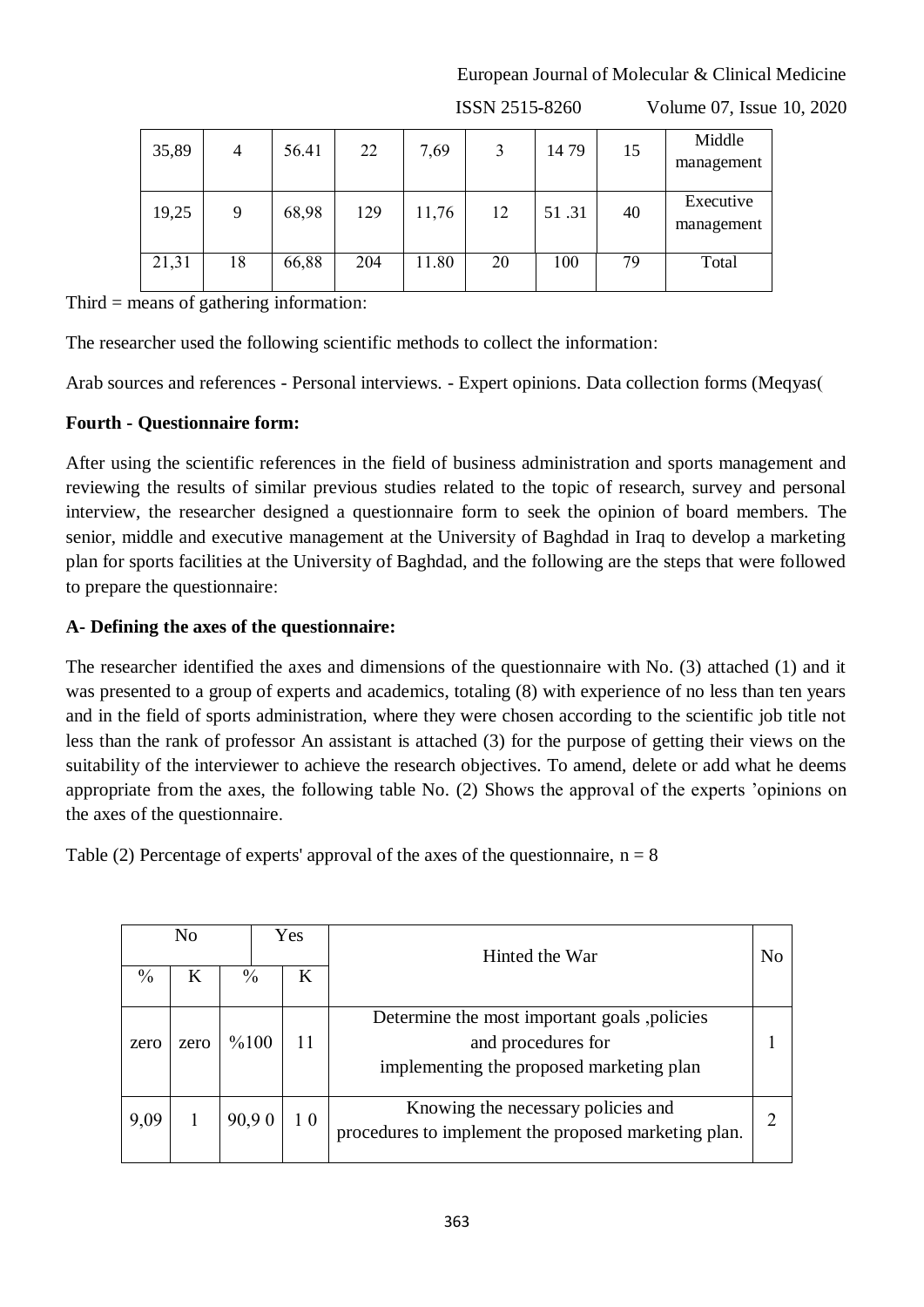| 35,89 | 4 | 56.41 | 22 | 7,69 | 3 | 14 79 | 15 | Middle management |
|---|---|---|---|---|---|---|---|---|
| 19,25 | 9 | 68,98 | 129 | 11,76 | 12 | 51 .31 | 40 | Executive management |
| 21,31 | 18 | 66,88 | 204 | 11.80 | 20 | 100 | 79 | Total |

Third = means of gathering information:

The researcher used the following scientific methods to collect the information:

Arab sources and references - Personal interviews. - Expert opinions. Data collection forms (Meqyas(

**Fourth - Questionnaire form:**

After using the scientific references in the field of business administration and sports management and reviewing the results of similar previous studies related to the topic of research, survey and personal interview, the researcher designed a questionnaire form to seek the opinion of board members. The senior, middle and executive management at the University of Baghdad in Iraq to develop a marketing plan for sports facilities at the University of Baghdad, and the following are the steps that were followed to prepare the questionnaire:

**A- Defining the axes of the questionnaire:**

The researcher identified the axes and dimensions of the questionnaire with No. (3) attached (1) and it was presented to a group of experts and academics, totaling (8) with experience of no less than ten years and in the field of sports administration, where they were chosen according to the scientific job title not less than the rank of professor An assistant is attached (3) for the purpose of getting their views on the suitability of the interviewer to achieve the research objectives. To amend, delete or add what he deems appropriate from the axes, the following table No. (2) Shows the approval of the experts 'opinions on the axes of the questionnaire.

Table (2) Percentage of experts' approval of the axes of the questionnaire, n = 8

| No | | Yes | | Hinted the War | No |
|---|---|---|---|---|---|
| % | K | % | K | | |
| zero | zero | %100 | 11 | Determine the most important goals ,policies and procedures for implementing the proposed marketing plan | 1 |
| 9,09 | 1 | 90,9 0 | 1 0 | Knowing the necessary policies and procedures to implement the proposed marketing plan. | 2 |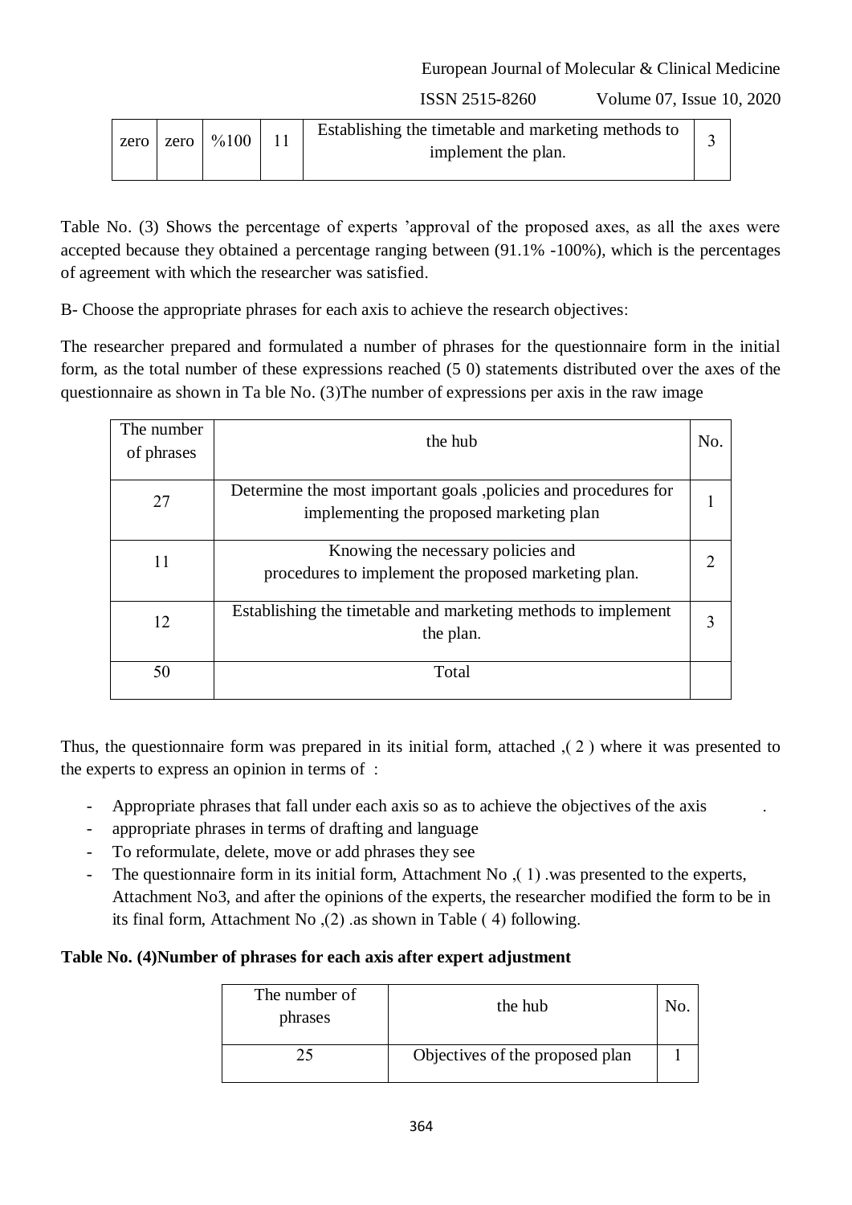| zero | zero | %100 | 11 | Establishing the timetable and marketing methods to implement the plan. | 3 |
|---|---|---|---|---|---|

Table No. (3) Shows the percentage of experts 'approval of the proposed axes, as all the axes were accepted because they obtained a percentage ranging between (91.1% -100%), which is the percentages of agreement with which the researcher was satisfied.

B- Choose the appropriate phrases for each axis to achieve the research objectives:

The researcher prepared and formulated a number of phrases for the questionnaire form in the initial form, as the total number of these expressions reached (5 0) statements distributed over the axes of the questionnaire as shown in Ta ble No. (3)The number of expressions per axis in the raw image

| The number of phrases | the hub | No. |
|---|---|---|
| 27 | Determine the most important goals ,policies and procedures for implementing the proposed marketing plan | 1 |
| 11 | Knowing the necessary policies and procedures to implement the proposed marketing plan. | 2 |
| 12 | Establishing the timetable and marketing methods to implement the plan. | 3 |
| 50 | Total | |

Thus, the questionnaire form was prepared in its initial form, attached ,( 2 ) where it was presented to the experts to express an opinion in terms of :

- Appropriate phrases that fall under each axis so as to achieve the objectives of the axis .
- appropriate phrases in terms of drafting and language
- To reformulate, delete, move or add phrases they see
- The questionnaire form in its initial form, Attachment No ,( 1) .was presented to the experts, Attachment No3, and after the opinions of the experts, the researcher modified the form to be in its final form, Attachment No ,(2) .as shown in Table ( 4) following.

**Table No. (4)Number of phrases for each axis after expert adjustment**

| The number of phrases | the hub | No. |
|---|---|---|
| 25 | Objectives of the proposed plan | 1 |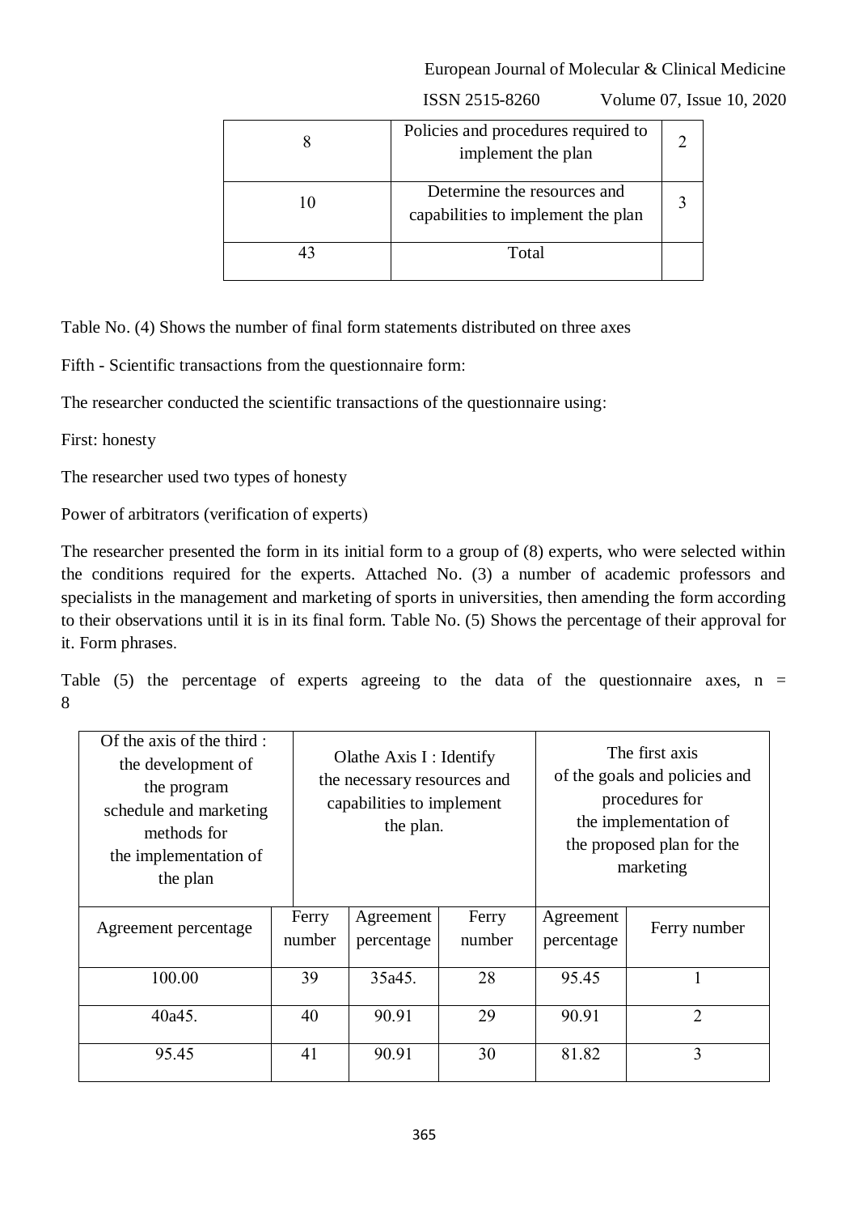| 8 | Policies and procedures required to implement the plan | 2 |
|---|---|---|
| 10 | Determine the resources and capabilities to implement the plan | 3 |
| 43 | Total | |

Table No. (4) Shows the number of final form statements distributed on three axes

Fifth - Scientific transactions from the questionnaire form:

The researcher conducted the scientific transactions of the questionnaire using:

First: honesty

The researcher used two types of honesty

Power of arbitrators (verification of experts)

The researcher presented the form in its initial form to a group of (8) experts, who were selected within the conditions required for the experts. Attached No. (3) a number of academic professors and specialists in the management and marketing of sports in universities, then amending the form according to their observations until it is in its final form. Table No. (5) Shows the percentage of their approval for it. Form phrases.

Table (5) the percentage of experts agreeing to the data of the questionnaire axes, n = 8

| Of the axis of the third : the development of the program schedule and marketing methods for the implementation of the plan | | Olathe Axis I : Identify the necessary resources and capabilities to implement the plan. | | The first axis of the goals and policies and procedures for the implementation of the proposed plan for the marketing | |
|---|---|---|---|---|---|
| Agreement percentage | Ferry number | Agreement percentage | Ferry number | Agreement percentage | Ferry number |
| 100.00 | 39 | 35a45. | 28 | 95.45 | 1 |
| 40a45. | 40 | 90.91 | 29 | 90.91 | 2 |
| 95.45 | 41 | 90.91 | 30 | 81.82 | 3 |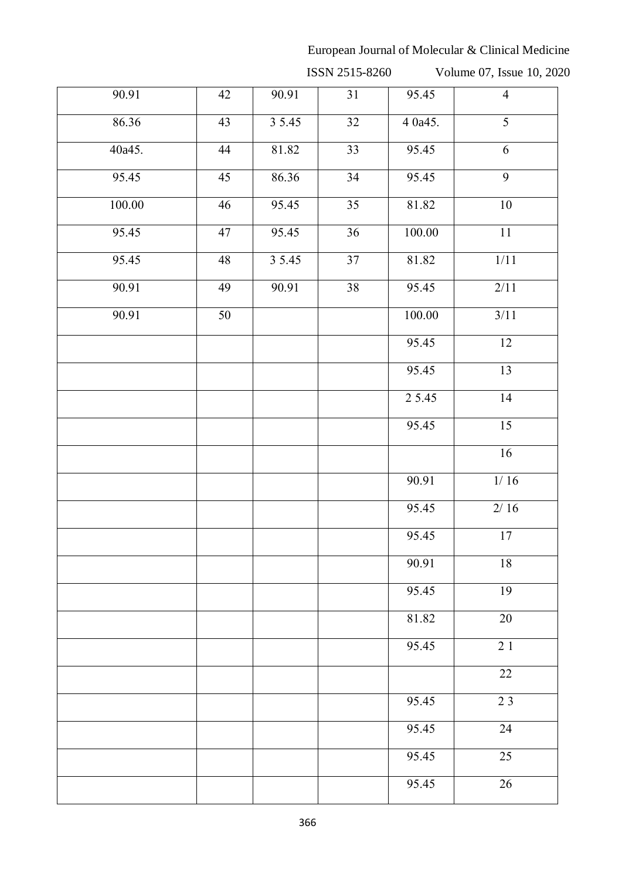| 90.91 | 42 | 90.91 | 31 | 95.45 | 4 |
|---|---|---|---|---|---|
| 86.36 | 43 | 3 5.45 | 32 | 4 0a45. | 5 |
| 40a45. | 44 | 81.82 | 33 | 95.45 | 6 |
| 95.45 | 45 | 86.36 | 34 | 95.45 | 9 |
| 100.00 | 46 | 95.45 | 35 | 81.82 | 10 |
| 95.45 | 47 | 95.45 | 36 | 100.00 | 11 |
| 95.45 | 48 | 3 5.45 | 37 | 81.82 | 1/11 |
| 90.91 | 49 | 90.91 | 38 | 95.45 | 2/11 |
| 90.91 | 50 | | | 100.00 | 3/11 |
| | | | | 95.45 | 12 |
| | | | | 95.45 | 13 |
| | | | | 2 5.45 | 14 |
| | | | | 95.45 | 15 |
| | | | | | 16 |
| | | | | 90.91 | 1/ 16 |
| | | | | 95.45 | 2/ 16 |
| | | | | 95.45 | 17 |
| | | | | 90.91 | 18 |
| | | | | 95.45 | 19 |
| | | | | 81.82 | 20 |
| | | | | 95.45 | 2 1 |
| | | | | | 22 |
| | | | | 95.45 | 2 3 |
| | | | | 95.45 | 24 |
| | | | | 95.45 | 25 |
| | | | | 95.45 | 26 |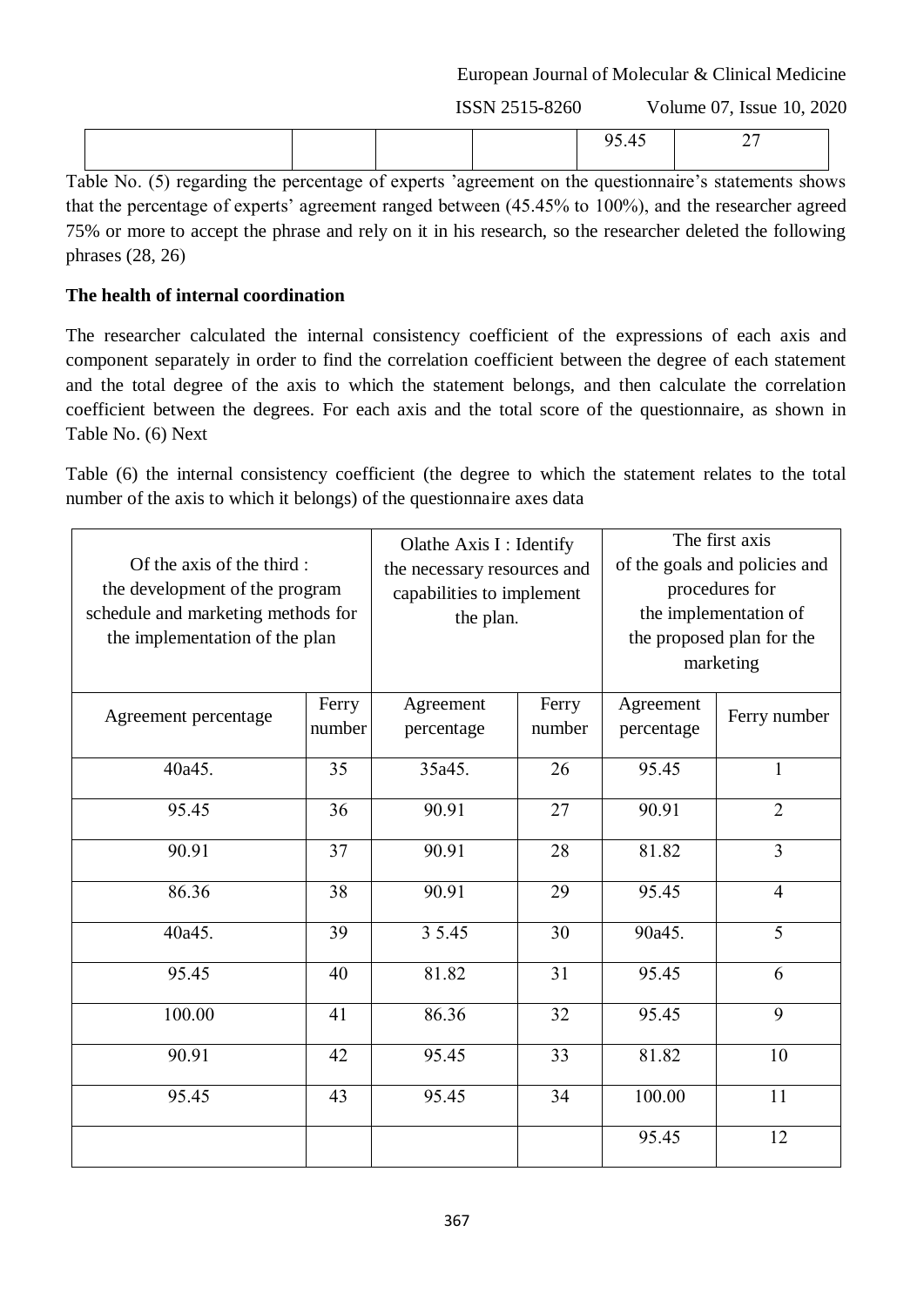|  |  |  |  | 95.45 | 27 |
|---|---|---|---|---|---|

Table No. (5) regarding the percentage of experts 'agreement on the questionnaire's statements shows that the percentage of experts' agreement ranged between (45.45% to 100%), and the researcher agreed 75% or more to accept the phrase and rely on it in his research, so the researcher deleted the following phrases (28, 26)

**The health of internal coordination**

The researcher calculated the internal consistency coefficient of the expressions of each axis and component separately in order to find the correlation coefficient between the degree of each statement and the total degree of the axis to which the statement belongs, and then calculate the correlation coefficient between the degrees. For each axis and the total score of the questionnaire, as shown in Table No. (6) Next

Table (6) the internal consistency coefficient (the degree to which the statement relates to the total number of the axis to which it belongs) of the questionnaire axes data

| Of the axis of the third : the development of the program schedule and marketing methods for the implementation of the plan | | Olathe Axis I : Identify the necessary resources and capabilities to implement the plan. | | The first axis of the goals and policies and procedures for the implementation of the proposed plan for the marketing | |
|---|---|---|---|---|---|
| Agreement percentage | Ferry number | Agreement percentage | Ferry number | Agreement percentage | Ferry number |
| 40a45. | 35 | 35a45. | 26 | 95.45 | 1 |
| 95.45 | 36 | 90.91 | 27 | 90.91 | 2 |
| 90.91 | 37 | 90.91 | 28 | 81.82 | 3 |
| 86.36 | 38 | 90.91 | 29 | 95.45 | 4 |
| 40a45. | 39 | 3 5.45 | 30 | 90a45. | 5 |
| 95.45 | 40 | 81.82 | 31 | 95.45 | 6 |
| 100.00 | 41 | 86.36 | 32 | 95.45 | 9 |
| 90.91 | 42 | 95.45 | 33 | 81.82 | 10 |
| 95.45 | 43 | 95.45 | 34 | 100.00 | 11 |
|  |  |  |  | 95.45 | 12 |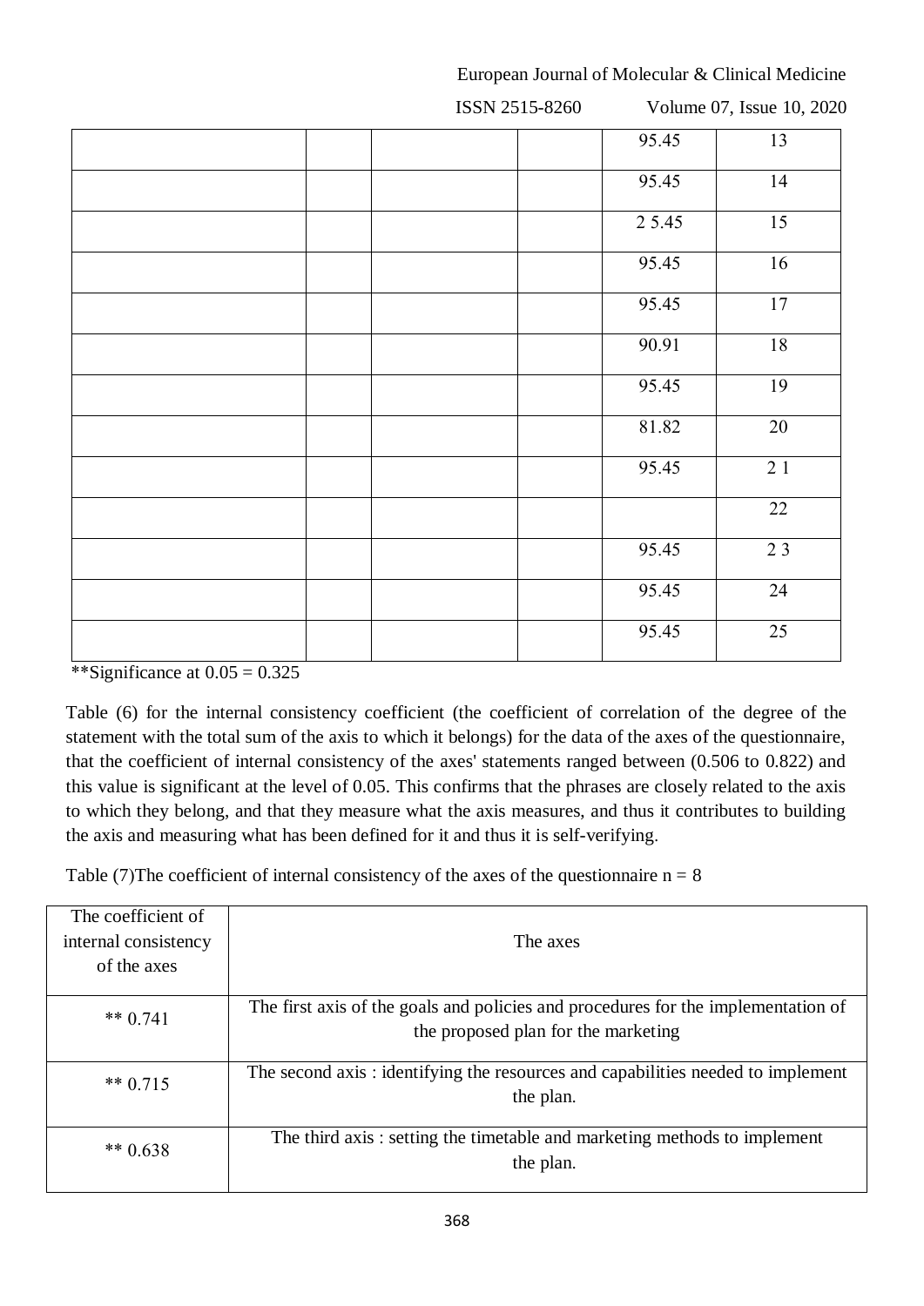| | | | | | |
|---|---|---|---|---|---|
| | | | | 95.45 | 13 |
| | | | | 95.45 | 14 |
| | | | | 2 5.45 | 15 |
| | | | | 95.45 | 16 |
| | | | | 95.45 | 17 |
| | | | | 90.91 | 18 |
| | | | | 95.45 | 19 |
| | | | | 81.82 | 20 |
| | | | | 95.45 | 2 1 |
| | | | | | 22 |
| | | | | 95.45 | 2 3 |
| | | | | 95.45 | 24 |
| | | | | 95.45 | 25 |

**Significance at 0.05 = 0.325

Table (6) for the internal consistency coefficient (the coefficient of correlation of the degree of the statement with the total sum of the axis to which it belongs) for the data of the axes of the questionnaire, that the coefficient of internal consistency of the axes' statements ranged between (0.506 to 0.822) and this value is significant at the level of 0.05. This confirms that the phrases are closely related to the axis to which they belong, and that they measure what the axis measures, and thus it contributes to building the axis and measuring what has been defined for it and thus it is self-verifying.

Table (7)The coefficient of internal consistency of the axes of the questionnaire n = 8

| The coefficient of internal consistency of the axes | The axes |
|---|---|
| ** 0.741 | The first axis of the goals and policies and procedures for the implementation of the proposed plan for the marketing |
| ** 0.715 | The second axis : identifying the resources and capabilities needed to implement the plan. |
| ** 0.638 | The third axis : setting the timetable and marketing methods to implement the plan. |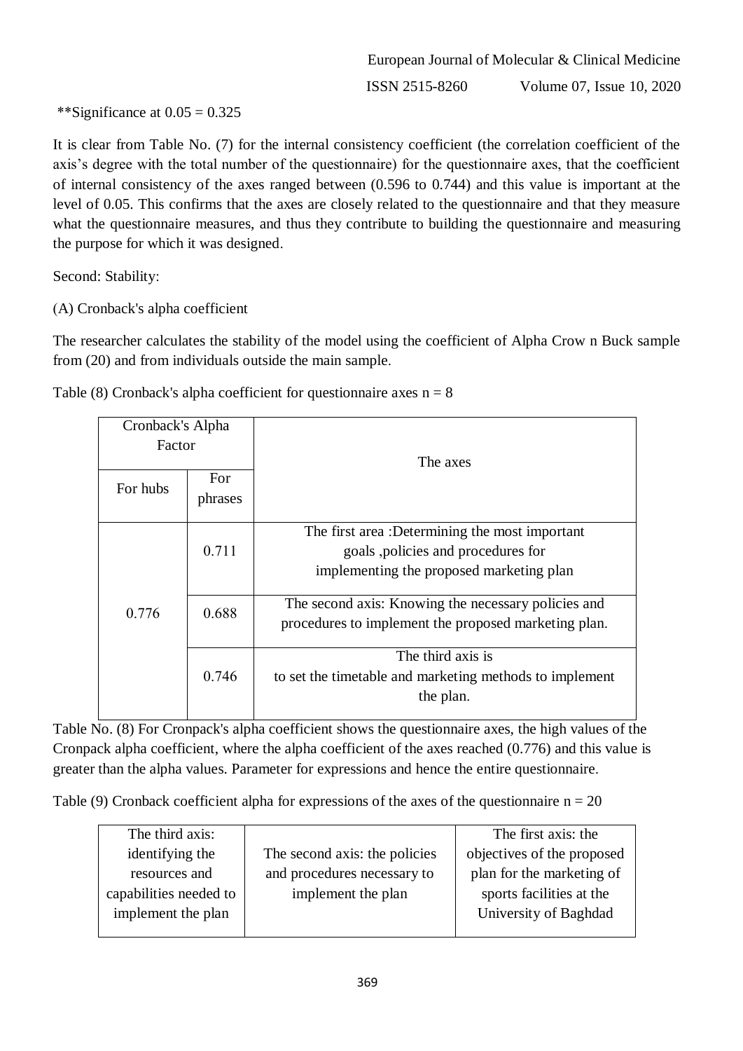**Significance at 0.05 = 0.325

It is clear from Table No. (7) for the internal consistency coefficient (the correlation coefficient of the axis's degree with the total number of the questionnaire) for the questionnaire axes, that the coefficient of internal consistency of the axes ranged between (0.596 to 0.744) and this value is important at the level of 0.05. This confirms that the axes are closely related to the questionnaire and that they measure what the questionnaire measures, and thus they contribute to building the questionnaire and measuring the purpose for which it was designed.

Second: Stability:

(A) Cronback's alpha coefficient

The researcher calculates the stability of the model using the coefficient of Alpha Crow n Buck sample from (20) and from individuals outside the main sample.

Table (8) Cronback's alpha coefficient for questionnaire axes n = 8

| Cronback's Alpha Factor | | The axes |
|---|---|---|
| For hubs | For phrases | |
| 0.776 | 0.711 | The first area :Determining the most important goals ,policies and procedures for implementing the proposed marketing plan |
| | 0.688 | The second axis: Knowing the necessary policies and procedures to implement the proposed marketing plan. |
| | 0.746 | The third axis is to set the timetable and marketing methods to implement the plan. |

Table No. (8) For Cronpack's alpha coefficient shows the questionnaire axes, the high values of the Cronpack alpha coefficient, where the alpha coefficient of the axes reached (0.776) and this value is greater than the alpha values. Parameter for expressions and hence the entire questionnaire.

Table (9) Cronback coefficient alpha for expressions of the axes of the questionnaire n = 20

| The third axis: identifying the resources and capabilities needed to implement the plan | The second axis: the policies and procedures necessary to implement the plan | The first axis: the objectives of the proposed plan for the marketing of sports facilities at the University of Baghdad |
|---|---|---|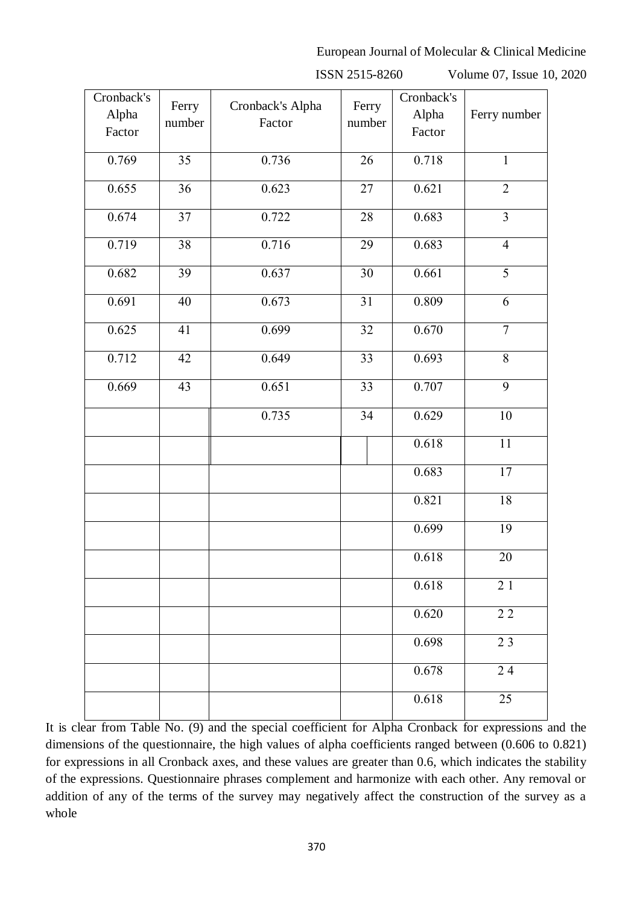| Cronback's Alpha Factor | Ferry number | Cronback's Alpha Factor | Ferry number | Cronback's Alpha Factor | Ferry number |
|---|---|---|---|---|---|
| 0.769 | 35 | 0.736 | 26 | 0.718 | 1 |
| 0.655 | 36 | 0.623 | 27 | 0.621 | 2 |
| 0.674 | 37 | 0.722 | 28 | 0.683 | 3 |
| 0.719 | 38 | 0.716 | 29 | 0.683 | 4 |
| 0.682 | 39 | 0.637 | 30 | 0.661 | 5 |
| 0.691 | 40 | 0.673 | 31 | 0.809 | 6 |
| 0.625 | 41 | 0.699 | 32 | 0.670 | 7 |
| 0.712 | 42 | 0.649 | 33 | 0.693 | 8 |
| 0.669 | 43 | 0.651 | 33 | 0.707 | 9 |
| | | 0.735 | 34 | 0.629 | 10 |
| | | | | 0.618 | 11 |
| | | | | 0.683 | 17 |
| | | | | 0.821 | 18 |
| | | | | 0.699 | 19 |
| | | | | 0.618 | 20 |
| | | | | 0.618 | 2 1 |
| | | | | 0.620 | 2 2 |
| | | | | 0.698 | 2 3 |
| | | | | 0.678 | 2 4 |
| | | | | 0.618 | 25 |

It is clear from Table No. (9) and the special coefficient for Alpha Cronback for expressions and the dimensions of the questionnaire, the high values of alpha coefficients ranged between (0.606 to 0.821) for expressions in all Cronback axes, and these values are greater than 0.6, which indicates the stability of the expressions. Questionnaire phrases complement and harmonize with each other. Any removal or addition of any of the terms of the survey may negatively affect the construction of the survey as a whole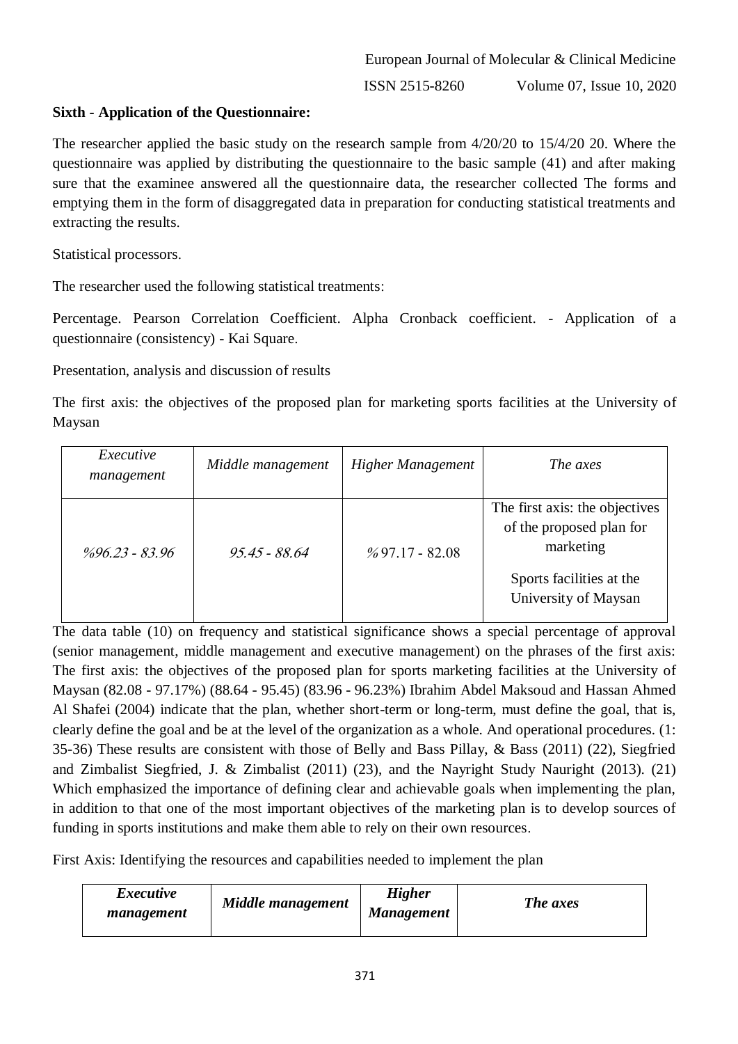**Sixth - Application of the Questionnaire:**

The researcher applied the basic study on the research sample from 4/20/20 to 15/4/20 20. Where the questionnaire was applied by distributing the questionnaire to the basic sample (41) and after making sure that the examinee answered all the questionnaire data, the researcher collected The forms and emptying them in the form of disaggregated data in preparation for conducting statistical treatments and extracting the results.

Statistical processors.

The researcher used the following statistical treatments:

Percentage. Pearson Correlation Coefficient. Alpha Cronback coefficient. - Application of a questionnaire (consistency) - Kai Square.

Presentation, analysis and discussion of results

The first axis: the objectives of the proposed plan for marketing sports facilities at the University of Maysan

| *Executive management* | *Middle management* | *Higher Management* | *The axes* |
|---|---|---|---|
| *%96.23 - 83.96* | *95.45 - 88.64* | *%97.17 - 82.08* | The first axis: the objectives of the proposed plan for marketing<br>Sports facilities at the University of Maysan |

The data table (10) on frequency and statistical significance shows a special percentage of approval (senior management, middle management and executive management) on the phrases of the first axis: The first axis: the objectives of the proposed plan for sports marketing facilities at the University of Maysan (82.08 - 97.17%) (88.64 - 95.45) (83.96 - 96.23%) Ibrahim Abdel Maksoud and Hassan Ahmed Al Shafei (2004) indicate that the plan, whether short-term or long-term, must define the goal, that is, clearly define the goal and be at the level of the organization as a whole. And operational procedures. (1: 35-36) These results are consistent with those of Belly and Bass Pillay, & Bass (2011) (22), Siegfried and Zimbalist Siegfried, J. & Zimbalist (2011) (23), and the Nayright Study Nauright (2013). (21) Which emphasized the importance of defining clear and achievable goals when implementing the plan, in addition to that one of the most important objectives of the marketing plan is to develop sources of funding in sports institutions and make them able to rely on their own resources.

First Axis: Identifying the resources and capabilities needed to implement the plan

| ***Executive management*** | ***Middle management*** | ***Higher Management*** | ***The axes*** |
|---|---|---|---|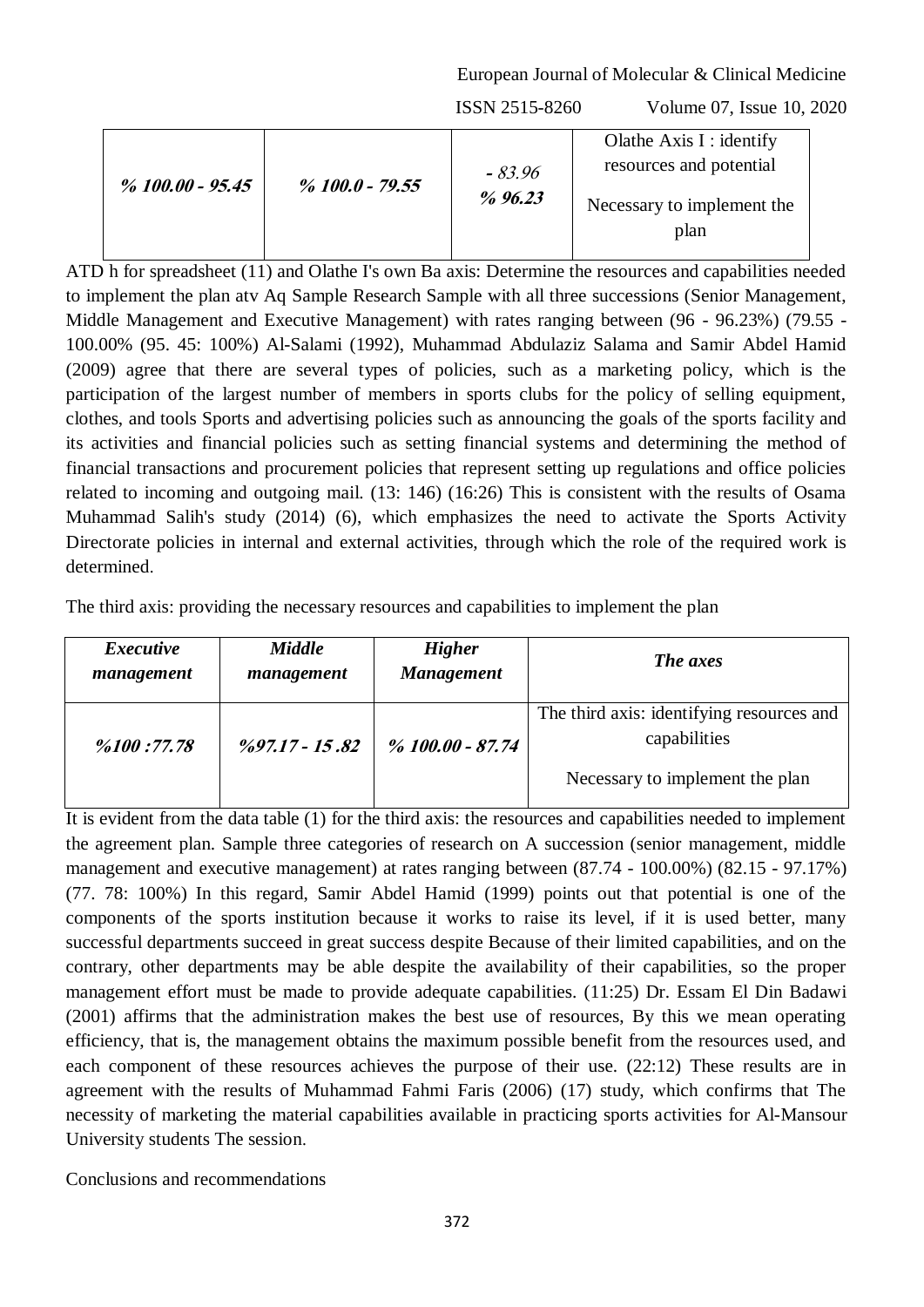| *% 100.00 - 95.45* | *% 100.0 - 79.55* | *- 83.96 % 96.23* | Olathe Axis I : identify resources and potential<br><br>Necessary to implement the plan |
|---|---|---|---|

ATD h for spreadsheet (11) and Olathe I's own Ba axis: Determine the resources and capabilities needed to implement the plan atv Aq Sample Research Sample with all three successions (Senior Management, Middle Management and Executive Management) with rates ranging between (96 - 96.23%) (79.55 - 100.00% (95. 45: 100%) Al-Salami (1992), Muhammad Abdulaziz Salama and Samir Abdel Hamid (2009) agree that there are several types of policies, such as a marketing policy, which is the participation of the largest number of members in sports clubs for the policy of selling equipment, clothes, and tools Sports and advertising policies such as announcing the goals of the sports facility and its activities and financial policies such as setting financial systems and determining the method of financial transactions and procurement policies that represent setting up regulations and office policies related to incoming and outgoing mail. (13: 146) (16:26) This is consistent with the results of Osama Muhammad Salih's study (2014) (6), which emphasizes the need to activate the Sports Activity Directorate policies in internal and external activities, through which the role of the required work is determined.

The third axis: providing the necessary resources and capabilities to implement the plan

| ***Executive management*** | ***Middle management*** | ***Higher Management*** | ***The axes*** |
|---|---|---|---|
| ***%100 :77.78*** | ***%97.17 - 15 .82*** | ***% 100.00 - 87.74*** | The third axis: identifying resources and capabilities<br><br>Necessary to implement the plan |

It is evident from the data table (1) for the third axis: the resources and capabilities needed to implement the agreement plan. Sample three categories of research on A succession (senior management, middle management and executive management) at rates ranging between (87.74 - 100.00%) (82.15 - 97.17%) (77. 78: 100%) In this regard, Samir Abdel Hamid (1999) points out that potential is one of the components of the sports institution because it works to raise its level, if it is used better, many successful departments succeed in great success despite Because of their limited capabilities, and on the contrary, other departments may be able despite the availability of their capabilities, so the proper management effort must be made to provide adequate capabilities. (11:25) Dr. Essam El Din Badawi (2001) affirms that the administration makes the best use of resources, By this we mean operating efficiency, that is, the management obtains the maximum possible benefit from the resources used, and each component of these resources achieves the purpose of their use. (22:12) These results are in agreement with the results of Muhammad Fahmi Faris (2006) (17) study, which confirms that The necessity of marketing the material capabilities available in practicing sports activities for Al-Mansour University students The session.

Conclusions and recommendations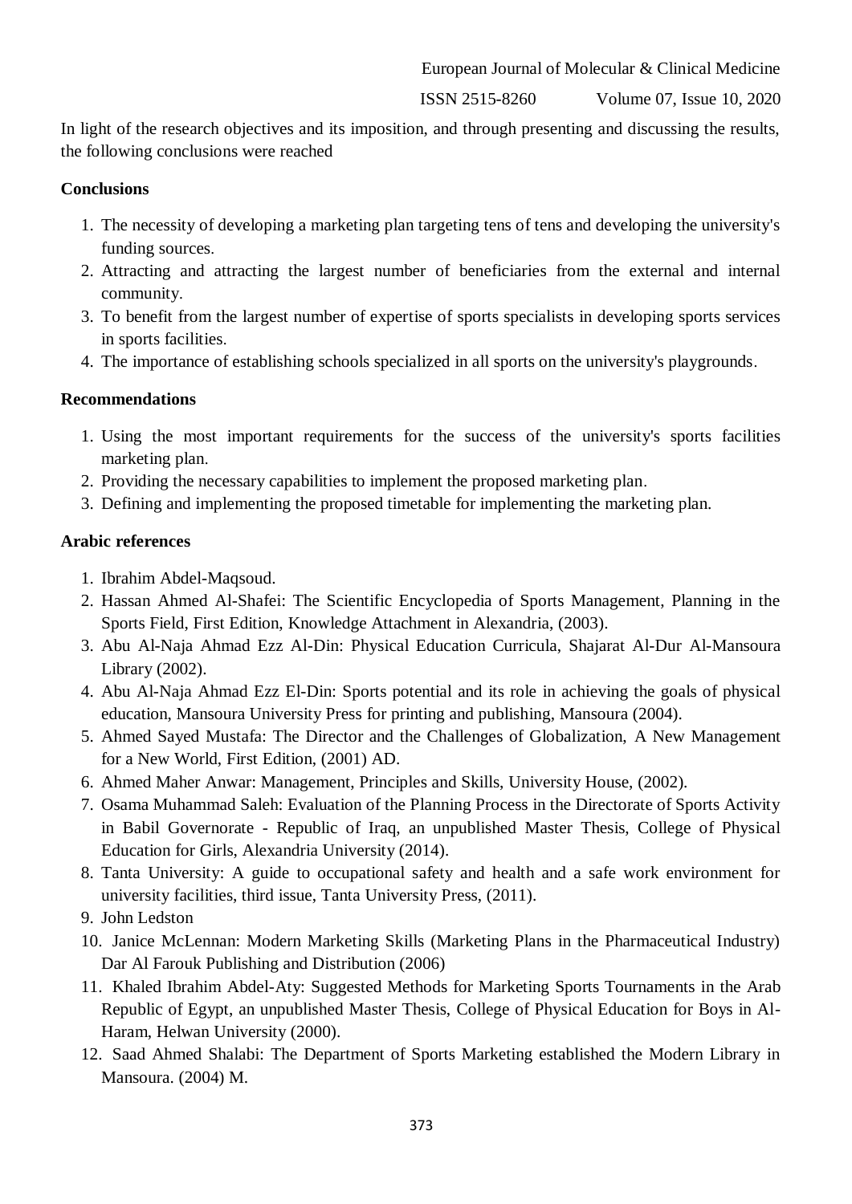In light of the research objectives and its imposition, and through presenting and discussing the results, the following conclusions were reached

### Conclusions

1. The necessity of developing a marketing plan targeting tens of tens and developing the university's funding sources.
2. Attracting and attracting the largest number of beneficiaries from the external and internal community.
3. To benefit from the largest number of expertise of sports specialists in developing sports services in sports facilities.
4. The importance of establishing schools specialized in all sports on the university's playgrounds.

### Recommendations

1. Using the most important requirements for the success of the university's sports facilities marketing plan.
2. Providing the necessary capabilities to implement the proposed marketing plan.
3. Defining and implementing the proposed timetable for implementing the marketing plan.

### Arabic references

1. Ibrahim Abdel-Maqsoud.
2. Hassan Ahmed Al-Shafei: The Scientific Encyclopedia of Sports Management, Planning in the Sports Field, First Edition, Knowledge Attachment in Alexandria, (2003).
3. Abu Al-Naja Ahmad Ezz Al-Din: Physical Education Curricula, Shajarat Al-Dur Al-Mansoura Library (2002).
4. Abu Al-Naja Ahmad Ezz El-Din: Sports potential and its role in achieving the goals of physical education, Mansoura University Press for printing and publishing, Mansoura (2004).
5. Ahmed Sayed Mustafa: The Director and the Challenges of Globalization, A New Management for a New World, First Edition, (2001) AD.
6. Ahmed Maher Anwar: Management, Principles and Skills, University House, (2002).
7. Osama Muhammad Saleh: Evaluation of the Planning Process in the Directorate of Sports Activity in Babil Governorate - Republic of Iraq, an unpublished Master Thesis, College of Physical Education for Girls, Alexandria University (2014).
8. Tanta University: A guide to occupational safety and health and a safe work environment for university facilities, third issue, Tanta University Press, (2011).
9. John Ledston
10. Janice McLennan: Modern Marketing Skills (Marketing Plans in the Pharmaceutical Industry) Dar Al Farouk Publishing and Distribution (2006)
11. Khaled Ibrahim Abdel-Aty: Suggested Methods for Marketing Sports Tournaments in the Arab Republic of Egypt, an unpublished Master Thesis, College of Physical Education for Boys in Al-Haram, Helwan University (2000).
12. Saad Ahmed Shalabi: The Department of Sports Marketing established the Modern Library in Mansoura. (2004) M.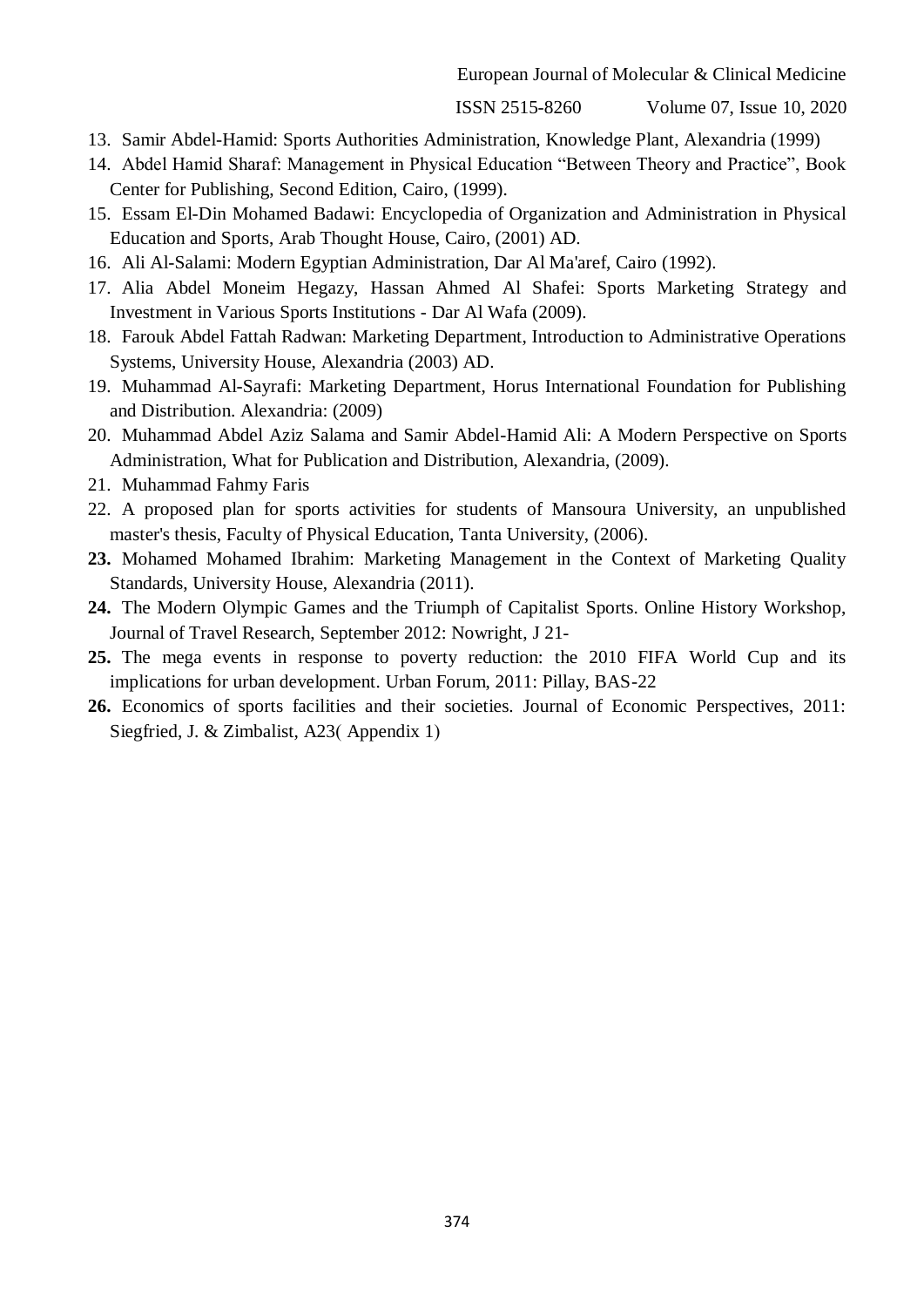13. Samir Abdel-Hamid: Sports Authorities Administration, Knowledge Plant, Alexandria (1999)
14. Abdel Hamid Sharaf: Management in Physical Education “Between Theory and Practice”, Book Center for Publishing, Second Edition, Cairo, (1999).
15. Essam El-Din Mohamed Badawi: Encyclopedia of Organization and Administration in Physical Education and Sports, Arab Thought House, Cairo, (2001) AD.
16. Ali Al-Salami: Modern Egyptian Administration, Dar Al Ma'aref, Cairo (1992).
17. Alia Abdel Moneim Hegazy, Hassan Ahmed Al Shafei: Sports Marketing Strategy and Investment in Various Sports Institutions - Dar Al Wafa (2009).
18. Farouk Abdel Fattah Radwan: Marketing Department, Introduction to Administrative Operations Systems, University House, Alexandria (2003) AD.
19. Muhammad Al-Sayrafi: Marketing Department, Horus International Foundation for Publishing and Distribution. Alexandria: (2009)
20. Muhammad Abdel Aziz Salama and Samir Abdel-Hamid Ali: A Modern Perspective on Sports Administration, What for Publication and Distribution, Alexandria, (2009).
21. Muhammad Fahmy Faris
22. A proposed plan for sports activities for students of Mansoura University, an unpublished master's thesis, Faculty of Physical Education, Tanta University, (2006).
23. Mohamed Mohamed Ibrahim: Marketing Management in the Context of Marketing Quality Standards, University House, Alexandria (2011).
24. The Modern Olympic Games and the Triumph of Capitalist Sports. Online History Workshop, Journal of Travel Research, September 2012: Nowright, J 21-
25. The mega events in response to poverty reduction: the 2010 FIFA World Cup and its implications for urban development. Urban Forum, 2011: Pillay, BAS-22
26. Economics of sports facilities and their societies. Journal of Economic Perspectives, 2011: Siegfried, J. & Zimbalist, A23( Appendix 1)